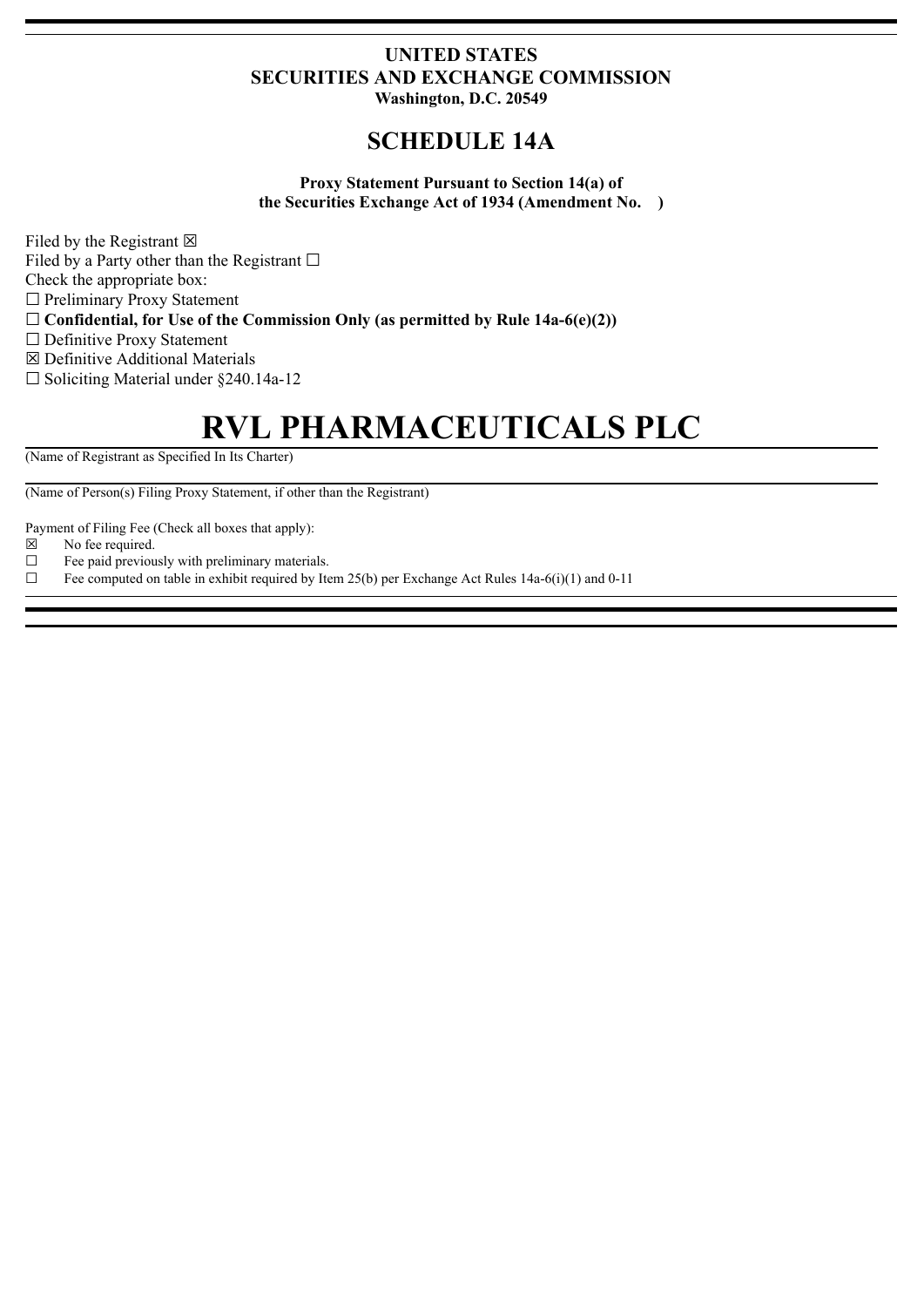**UNITED STATES**
**SECURITIES AND EXCHANGE COMMISSION**
**Washington, D.C. 20549**

# SCHEDULE 14A

**Proxy Statement Pursuant to Section 14(a) of the Securities Exchange Act of 1934 (Amendment No. )**

Filed by the Registrant ☒
Filed by a Party other than the Registrant ☐
Check the appropriate box:
☐ Preliminary Proxy Statement
☐ **Confidential, for Use of the Commission Only (as permitted by Rule 14a-6(e)(2))**
☐ Definitive Proxy Statement
☒ Definitive Additional Materials
☐ Soliciting Material under §240.14a-12

# RVL PHARMACEUTICALS PLC

(Name of Registrant as Specified In Its Charter)

(Name of Person(s) Filing Proxy Statement, if other than the Registrant)

Payment of Filing Fee (Check all boxes that apply):
☒ No fee required.
☐ Fee paid previously with preliminary materials.
☐ Fee computed on table in exhibit required by Item 25(b) per Exchange Act Rules 14a-6(i)(1) and 0-11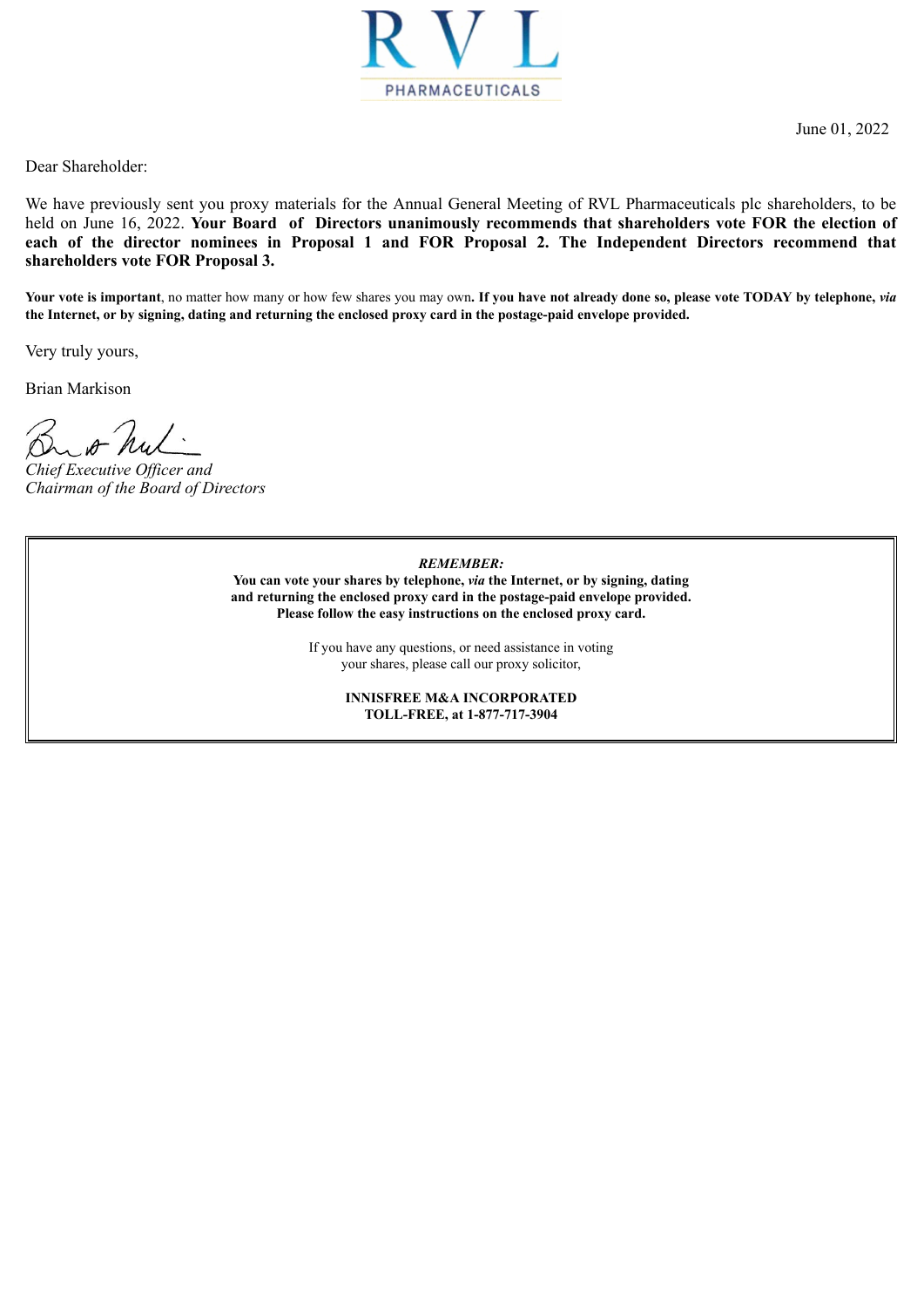RVL PHARMACEUTICALS

June 01, 2022

Dear Shareholder:

We have previously sent you proxy materials for the Annual General Meeting of RVL Pharmaceuticals plc shareholders, to be held on June 16, 2022. **Your Board of Directors unanimously recommends that shareholders vote FOR the election of each of the director nominees in Proposal 1 and FOR Proposal 2. The Independent Directors recommend that shareholders vote FOR Proposal 3.**

**Your vote is important**, no matter how many or how few shares you may own**. If you have not already done so, please vote TODAY by telephone, *via* the Internet, or by signing, dating and returning the enclosed proxy card in the postage-paid envelope provided.**

Very truly yours,

Brian Markison

*Chief Executive Officer and*
*Chairman of the Board of Directors*

***REMEMBER:***
**You can vote your shares by telephone, *via* the Internet, or by signing, dating and returning the enclosed proxy card in the postage-paid envelope provided. Please follow the easy instructions on the enclosed proxy card.**

If you have any questions, or need assistance in voting your shares, please call our proxy solicitor,

**INNISFREE M&A INCORPORATED**
**TOLL-FREE, at 1-877-717-3904**